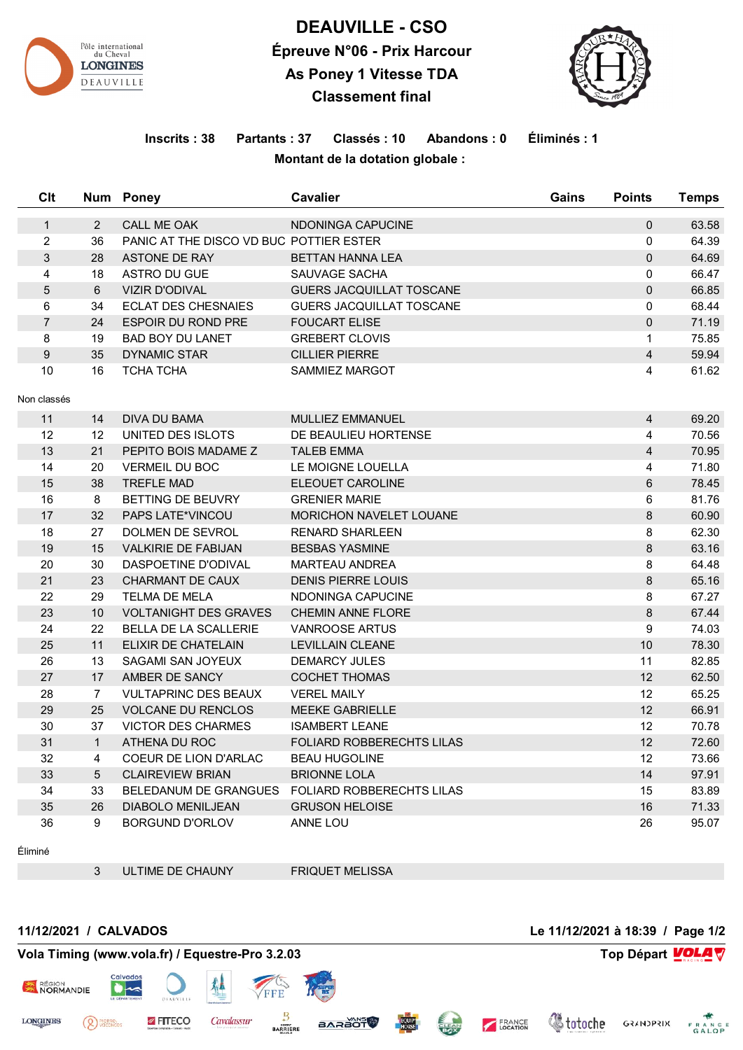# DEAUVILLE - CSO

## Épreuve N°06 - Prix Harcour

## As Poney 1 Vitesse TDA

## Classement final

**Inscrits : 38 Partants : 37 Classés : 10 Abandons : 0 Éliminés : 1**

**Montant de la dotation globale :**

| Clt | Num | Poney | Cavalier | Gains | Points | Temps |
|---|---|---|---|---|---|---|
| 1 | 2 | CALL ME OAK | NDONINGA CAPUCINE | | 0 | 63.58 |
| 2 | 36 | PANIC AT THE DISCO VD BUC | POTTIER ESTER | | 0 | 64.39 |
| 3 | 28 | ASTONE DE RAY | BETTAN HANNA LEA | | 0 | 64.69 |
| 4 | 18 | ASTRO DU GUE | SAUVAGE SACHA | | 0 | 66.47 |
| 5 | 6 | VIZIR D'ODIVAL | GUERS JACQUILLAT TOSCANE | | 0 | 66.85 |
| 6 | 34 | ECLAT DES CHESNAIES | GUERS JACQUILLAT TOSCANE | | 0 | 68.44 |
| 7 | 24 | ESPOIR DU ROND PRE | FOUCART ELISE | | 0 | 71.19 |
| 8 | 19 | BAD BOY DU LANET | GREBERT CLOVIS | | 1 | 75.85 |
| 9 | 35 | DYNAMIC STAR | CILLIER PIERRE | | 4 | 59.94 |
| 10 | 16 | TCHA TCHA | SAMMIEZ MARGOT | | 4 | 61.62 |
| **Non classés** | | | | | | |
| 11 | 14 | DIVA DU BAMA | MULLIEZ EMMANUEL | | 4 | 69.20 |
| 12 | 12 | UNITED DES ISLOTS | DE BEAULIEU HORTENSE | | 4 | 70.56 |
| 13 | 21 | PEPITO BOIS MADAME Z | TALEB EMMA | | 4 | 70.95 |
| 14 | 20 | VERMEIL DU BOC | LE MOIGNE LOUELLA | | 4 | 71.80 |
| 15 | 38 | TREFLE MAD | ELEOUET CAROLINE | | 6 | 78.45 |
| 16 | 8 | BETTING DE BEUVRY | GRENIER MARIE | | 6 | 81.76 |
| 17 | 32 | PAPS LATE*VINCOU | MORICHON NAVELET LOUANE | | 8 | 60.90 |
| 18 | 27 | DOLMEN DE SEVROL | RENARD SHARLEEN | | 8 | 62.30 |
| 19 | 15 | VALKIRIE DE FABIJAN | BESBAS YASMINE | | 8 | 63.16 |
| 20 | 30 | DASPOETINE D'ODIVAL | MARTEAU ANDREA | | 8 | 64.48 |
| 21 | 23 | CHARMANT DE CAUX | DENIS PIERRE LOUIS | | 8 | 65.16 |
| 22 | 29 | TELMA DE MELA | NDONINGA CAPUCINE | | 8 | 67.27 |
| 23 | 10 | VOLTANIGHT DES GRAVES | CHEMIN ANNE FLORE | | 8 | 67.44 |
| 24 | 22 | BELLA DE LA SCALLERIE | VANROOSE ARTUS | | 9 | 74.03 |
| 25 | 11 | ELIXIR DE CHATELAIN | LEVILLAIN CLEANE | | 10 | 78.30 |
| 26 | 13 | SAGAMI SAN JOYEUX | DEMARCY JULES | | 11 | 82.85 |
| 27 | 17 | AMBER DE SANCY | COCHET THOMAS | | 12 | 62.50 |
| 28 | 7 | VULTAPRINC DES BEAUX | VEREL MAILY | | 12 | 65.25 |
| 29 | 25 | VOLCANE DU RENCLOS | MEEKE GABRIELLE | | 12 | 66.91 |
| 30 | 37 | VICTOR DES CHARMES | ISAMBERT LEANE | | 12 | 70.78 |
| 31 | 1 | ATHENA DU ROC | FOLIARD ROBBERECHTS LILAS | | 12 | 72.60 |
| 32 | 4 | COEUR DE LION D'ARLAC | BEAU HUGOLINE | | 12 | 73.66 |
| 33 | 5 | CLAIREVIEW BRIAN | BRIONNE LOLA | | 14 | 97.91 |
| 34 | 33 | BELEDANUM DE GRANGUES | FOLIARD ROBBERECHTS LILAS | | 15 | 83.89 |
| 35 | 26 | DIABOLO MENILJEAN | GRUSON HELOISE | | 16 | 71.33 |
| 36 | 9 | BORGUND D'ORLOV | ANNE LOU | | 26 | 95.07 |
| **Éliminé** | | | | | | |
| | 3 | ULTIME DE CHAUNY | FRIQUET MELISSA | | | |

**11/12/2021 / CALVADOS** — **Le 11/12/2021 à 18:39**

**Vola Timing (www.vola.fr) / Equestre-Pro 3.2.03** — **Top Départ**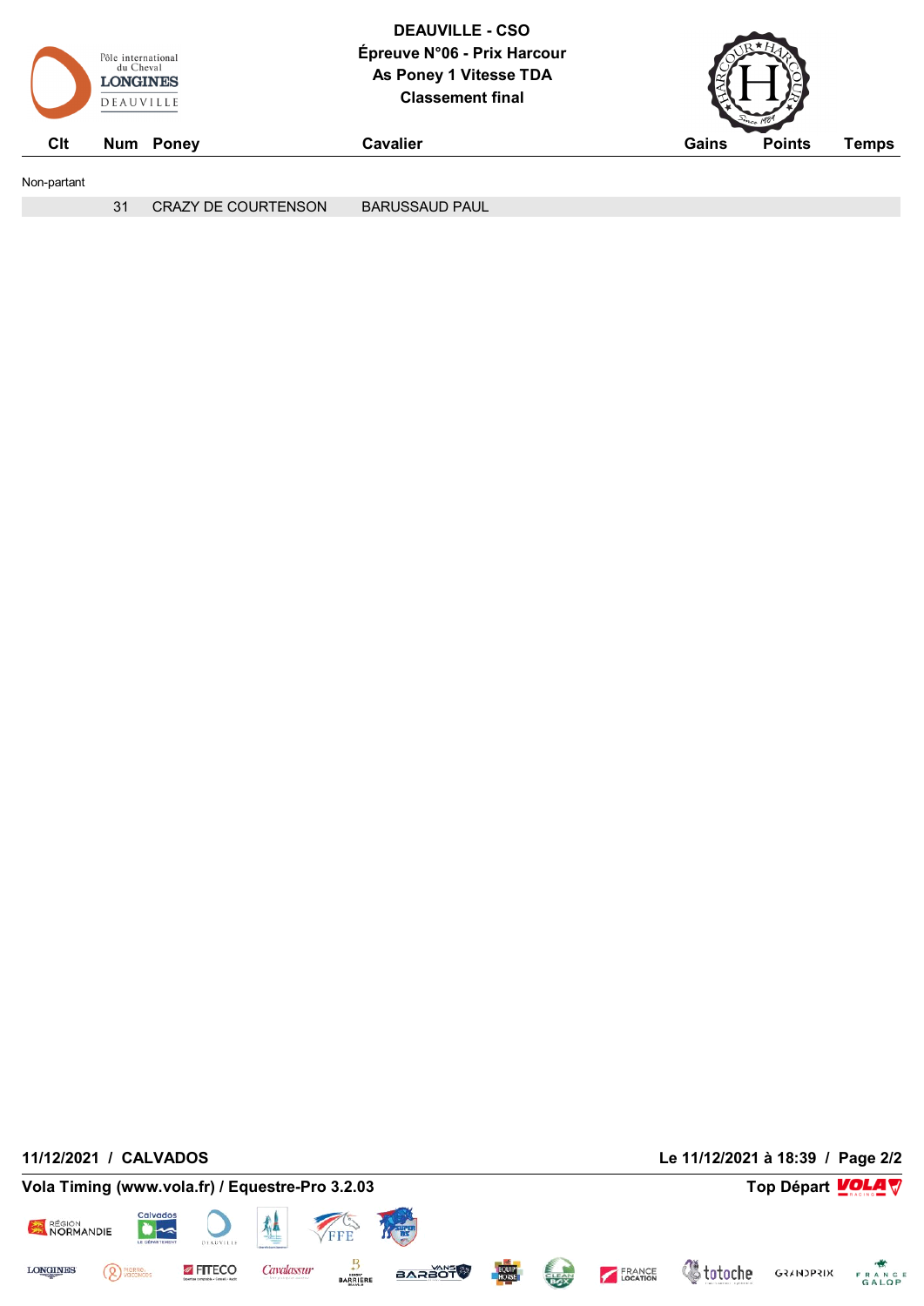# DEAUVILLE - CSO
## Épreuve N°06 - Prix Harcour
### As Poney 1 Vitesse TDA
### Classement final

| Clt | Num | Poney | Cavalier | Gains | Points | Temps |
|---|---|---|---|---|---|---|
| Non-partant | | | | | | |
| | 31 | CRAZY DE COURTENSON | BARUSSAUD PAUL | | | |

11/12/2021 / CALVADOS

Vola Timing (www.vola.fr) / Equestre-Pro 3.2.03

Le 11/12/2021 à 18:39

Top Départ VOLA